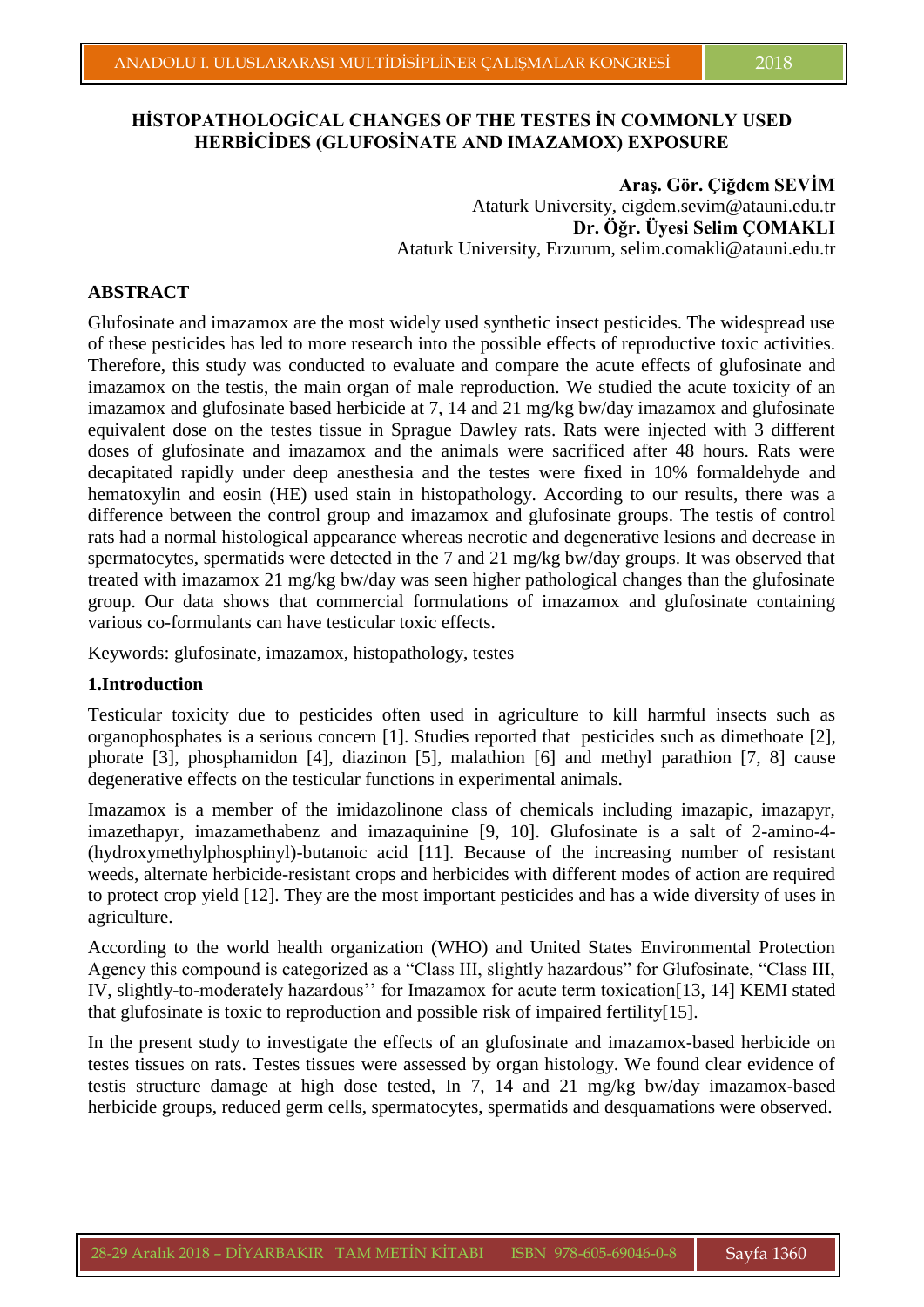# HİSTOPATHOLOGİCAL CHANGES OF THE TESTES İN COMMONLY USED HERBİCİDES (GLUFOSİNATE AND IMAZAMOX) EXPOSURE

**Araş. Gör. Çiğdem SEVİM**
Ataturk University, cigdem.sevim@atauni.edu.tr
**Dr. Öğr. Üyesi Selim ÇOMAKLI**
Ataturk University, Erzurum, selim.comakli@atauni.edu.tr

## ABSTRACT

Glufosinate and imazamox are the most widely used synthetic insect pesticides. The widespread use of these pesticides has led to more research into the possible effects of reproductive toxic activities. Therefore, this study was conducted to evaluate and compare the acute effects of glufosinate and imazamox on the testis, the main organ of male reproduction. We studied the acute toxicity of an imazamox and glufosinate based herbicide at 7, 14 and 21 mg/kg bw/day imazamox and glufosinate equivalent dose on the testes tissue in Sprague Dawley rats. Rats were injected with 3 different doses of glufosinate and imazamox and the animals were sacrificed after 48 hours. Rats were decapitated rapidly under deep anesthesia and the testes were fixed in 10% formaldehyde and hematoxylin and eosin (HE) used stain in histopathology. According to our results, there was a difference between the control group and imazamox and glufosinate groups. The testis of control rats had a normal histological appearance whereas necrotic and degenerative lesions and decrease in spermatocytes, spermatids were detected in the 7 and 21 mg/kg bw/day groups. It was observed that treated with imazamox 21 mg/kg bw/day was seen higher pathological changes than the glufosinate group. Our data shows that commercial formulations of imazamox and glufosinate containing various co-formulants can have testicular toxic effects.

Keywords: glufosinate, imazamox, histopathology, testes

## 1.Introduction

Testicular toxicity due to pesticides often used in agriculture to kill harmful insects such as organophosphates is a serious concern [1]. Studies reported that pesticides such as dimethoate [2], phorate [3], phosphamidon [4], diazinon [5], malathion [6] and methyl parathion [7, 8] cause degenerative effects on the testicular functions in experimental animals.

Imazamox is a member of the imidazolinone class of chemicals including imazapic, imazapyr, imazethapyr, imazamethabenz and imazaquinine [9, 10]. Glufosinate is a salt of 2-amino-4-(hydroxymethylphosphinyl)-butanoic acid [11]. Because of the increasing number of resistant weeds, alternate herbicide-resistant crops and herbicides with different modes of action are required to protect crop yield [12]. They are the most important pesticides and has a wide diversity of uses in agriculture.

According to the world health organization (WHO) and United States Environmental Protection Agency this compound is categorized as a "Class III, slightly hazardous" for Glufosinate, "Class III, IV, slightly-to-moderately hazardous'' for Imazamox for acute term toxication[13, 14] KEMI stated that glufosinate is toxic to reproduction and possible risk of impaired fertility[15].

In the present study to investigate the effects of an glufosinate and imazamox-based herbicide on testes tissues on rats. Testes tissues were assessed by organ histology. We found clear evidence of testis structure damage at high dose tested, In 7, 14 and 21 mg/kg bw/day imazamox-based herbicide groups, reduced germ cells, spermatocytes, spermatids and desquamations were observed.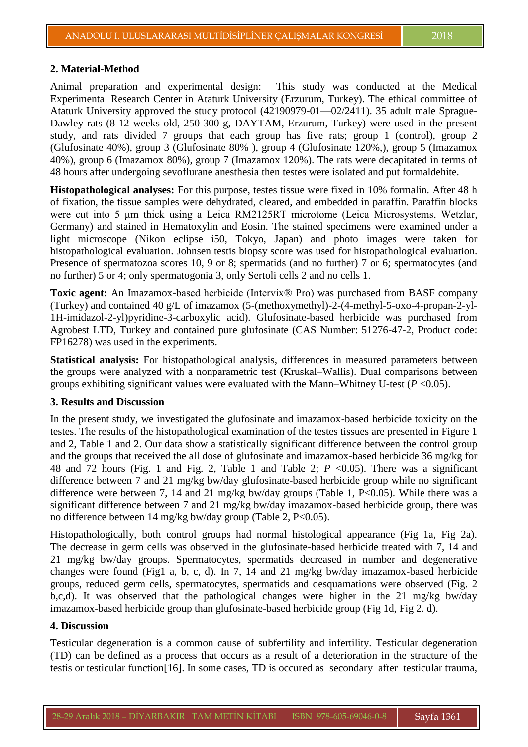## 2. Material-Method

Animal preparation and experimental design: This study was conducted at the Medical Experimental Research Center in Ataturk University (Erzurum, Turkey). The ethical committee of Ataturk University approved the study protocol (42190979-01—02/2411). 35 adult male Sprague-Dawley rats (8-12 weeks old, 250-300 g, DAYTAM, Erzurum, Turkey) were used in the present study, and rats divided 7 groups that each group has five rats; group 1 (control), group 2 (Glufosinate 40%), group 3 (Glufosinate 80% ), group 4 (Glufosinate 120%,), group 5 (Imazamox 40%), group 6 (Imazamox 80%), group 7 (Imazamox 120%). The rats were decapitated in terms of 48 hours after undergoing sevoflurane anesthesia then testes were isolated and put formaldehite.

**Histopathological analyses:** For this purpose, testes tissue were fixed in 10% formalin. After 48 h of fixation, the tissue samples were dehydrated, cleared, and embedded in paraffin. Paraffin blocks were cut into 5 μm thick using a Leica RM2125RT microtome (Leica Microsystems, Wetzlar, Germany) and stained in Hematoxylin and Eosin. The stained specimens were examined under a light microscope (Nikon eclipse i50, Tokyo, Japan) and photo images were taken for histopathological evaluation. Johnsen testis biopsy score was used for histopathological evaluation. Presence of spermatozoa scores 10, 9 or 8; spermatids (and no further) 7 or 6; spermatocytes (and no further) 5 or 4; only spermatogonia 3, only Sertoli cells 2 and no cells 1.

**Toxic agent:** An Imazamox-based herbicide (Intervix® Pro) was purchased from BASF company (Turkey) and contained 40 g/L of imazamox (5-(methoxymethyl)-2-(4-methyl-5-oxo-4-propan-2-yl-1H-imidazol-2-yl)pyridine-3-carboxylic acid). Glufosinate-based herbicide was purchased from Agrobest LTD, Turkey and contained pure glufosinate (CAS Number: 51276-47-2, Product code: FP16278) was used in the experiments.

**Statistical analysis:** For histopathological analysis, differences in measured parameters between the groups were analyzed with a nonparametric test (Kruskal–Wallis). Dual comparisons between groups exhibiting significant values were evaluated with the Mann–Whitney U-test ($P$ <0.05).

## 3. Results and Discussion

In the present study, we investigated the glufosinate and imazamox-based herbicide toxicity on the testes. The results of the histopathological examination of the testes tissues are presented in Figure 1 and 2, Table 1 and 2. Our data show a statistically significant difference between the control group and the groups that received the all dose of glufosinate and imazamox-based herbicide 36 mg/kg for 48 and 72 hours (Fig. 1 and Fig. 2, Table 1 and Table 2; $P$ <0.05). There was a significant difference between 7 and 21 mg/kg bw/day glufosinate-based herbicide group while no significant difference were between 7, 14 and 21 mg/kg bw/day groups (Table 1, P<0.05). While there was a significant difference between 7 and 21 mg/kg bw/day imazamox-based herbicide group, there was no difference between 14 mg/kg bw/day group (Table 2, P<0.05).

Histopathologically, both control groups had normal histological appearance (Fig 1a, Fig 2a). The decrease in germ cells was observed in the glufosinate-based herbicide treated with 7, 14 and 21 mg/kg bw/day groups. Spermatocytes, spermatids decreased in number and degenerative changes were found (Fig1 a, b, c, d). In 7, 14 and 21 mg/kg bw/day imazamox-based herbicide groups, reduced germ cells, spermatocytes, spermatids and desquamations were observed (Fig. 2 b,c,d). It was observed that the pathological changes were higher in the 21 mg/kg bw/day imazamox-based herbicide group than glufosinate-based herbicide group (Fig 1d, Fig 2. d).

## 4. Discussion

Testicular degeneration is a common cause of subfertility and infertility. Testicular degeneration (TD) can be defined as a process that occurs as a result of a deterioration in the structure of the testis or testicular function[16]. In some cases, TD is occured as secondary after testicular trauma,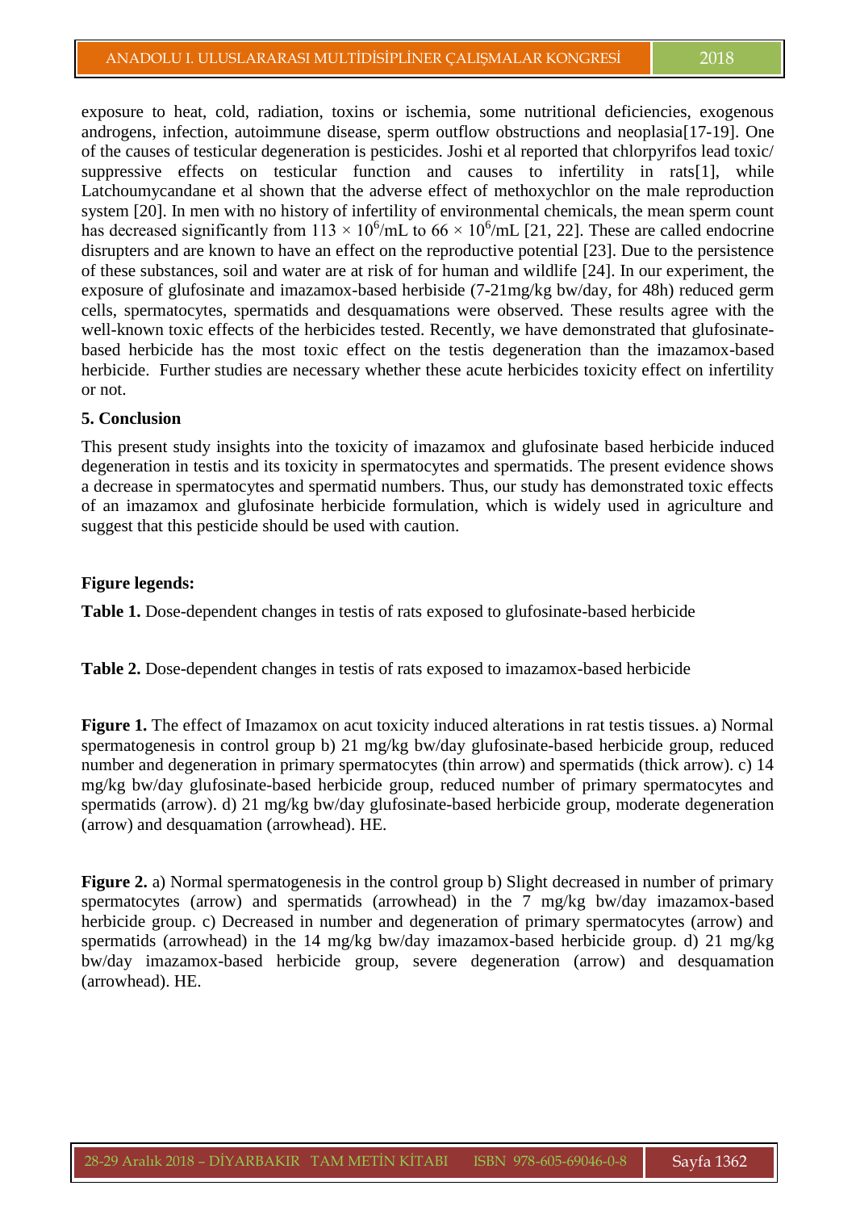exposure to heat, cold, radiation, toxins or ischemia, some nutritional deficiencies, exogenous androgens, infection, autoimmune disease, sperm outflow obstructions and neoplasia[17-19]. One of the causes of testicular degeneration is pesticides. Joshi et al reported that chlorpyrifos lead toxic/ suppressive effects on testicular function and causes to infertility in rats[1], while Latchoumycandane et al shown that the adverse effect of methoxychlor on the male reproduction system [20]. In men with no history of infertility of environmental chemicals, the mean sperm count has decreased significantly from $113 \times 10^6$/mL to $66 \times 10^6$/mL [21, 22]. These are called endocrine disrupters and are known to have an effect on the reproductive potential [23]. Due to the persistence of these substances, soil and water are at risk of for human and wildlife [24]. In our experiment, the exposure of glufosinate and imazamox-based herbiside (7-21mg/kg bw/day, for 48h) reduced germ cells, spermatocytes, spermatids and desquamations were observed. These results agree with the well-known toxic effects of the herbicides tested. Recently, we have demonstrated that glufosinate-based herbicide has the most toxic effect on the testis degeneration than the imazamox-based herbicide. Further studies are necessary whether these acute herbicides toxicity effect on infertility or not.

### 5. Conclusion

This present study insights into the toxicity of imazamox and glufosinate based herbicide induced degeneration in testis and its toxicity in spermatocytes and spermatids. The present evidence shows a decrease in spermatocytes and spermatid numbers. Thus, our study has demonstrated toxic effects of an imazamox and glufosinate herbicide formulation, which is widely used in agriculture and suggest that this pesticide should be used with caution.

### Figure legends:

**Table 1.** Dose-dependent changes in testis of rats exposed to glufosinate-based herbicide

**Table 2.** Dose-dependent changes in testis of rats exposed to imazamox-based herbicide

**Figure 1.** The effect of Imazamox on acut toxicity induced alterations in rat testis tissues. a) Normal spermatogenesis in control group b) 21 mg/kg bw/day glufosinate-based herbicide group, reduced number and degeneration in primary spermatocytes (thin arrow) and spermatids (thick arrow). c) 14 mg/kg bw/day glufosinate-based herbicide group, reduced number of primary spermatocytes and spermatids (arrow). d) 21 mg/kg bw/day glufosinate-based herbicide group, moderate degeneration (arrow) and desquamation (arrowhead). HE.

**Figure 2.** a) Normal spermatogenesis in the control group b) Slight decreased in number of primary spermatocytes (arrow) and spermatids (arrowhead) in the 7 mg/kg bw/day imazamox-based herbicide group. c) Decreased in number and degeneration of primary spermatocytes (arrow) and spermatids (arrowhead) in the 14 mg/kg bw/day imazamox-based herbicide group. d) 21 mg/kg bw/day imazamox-based herbicide group, severe degeneration (arrow) and desquamation (arrowhead). HE.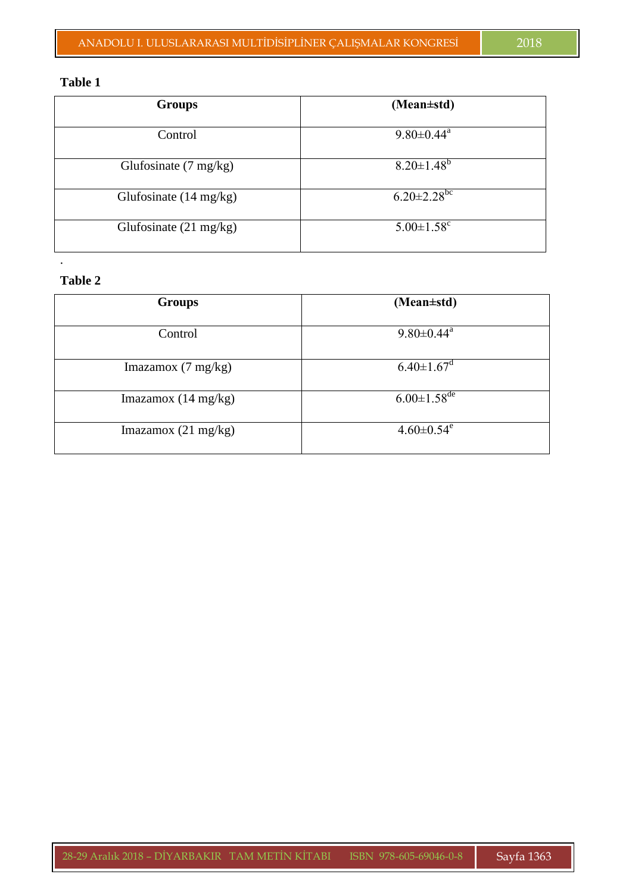**Table 1**

| Groups | (Mean±std) |
|---|---|
| Control | 9.80±0.44[a] |
| Glufosinate (7 mg/kg) | 8.20±1.48[b] |
| Glufosinate (14 mg/kg) | 6.20±2.28[bc] |
| Glufosinate (21 mg/kg) | 5.00±1.58[c] |

.

**Table 2**

| Groups | (Mean±std) |
|---|---|
| Control | 9.80±0.44[a] |
| Imazamox (7 mg/kg) | 6.40±1.67[d] |
| Imazamox (14 mg/kg) | 6.00±1.58[de] |
| Imazamox (21 mg/kg) | 4.60±0.54[e] |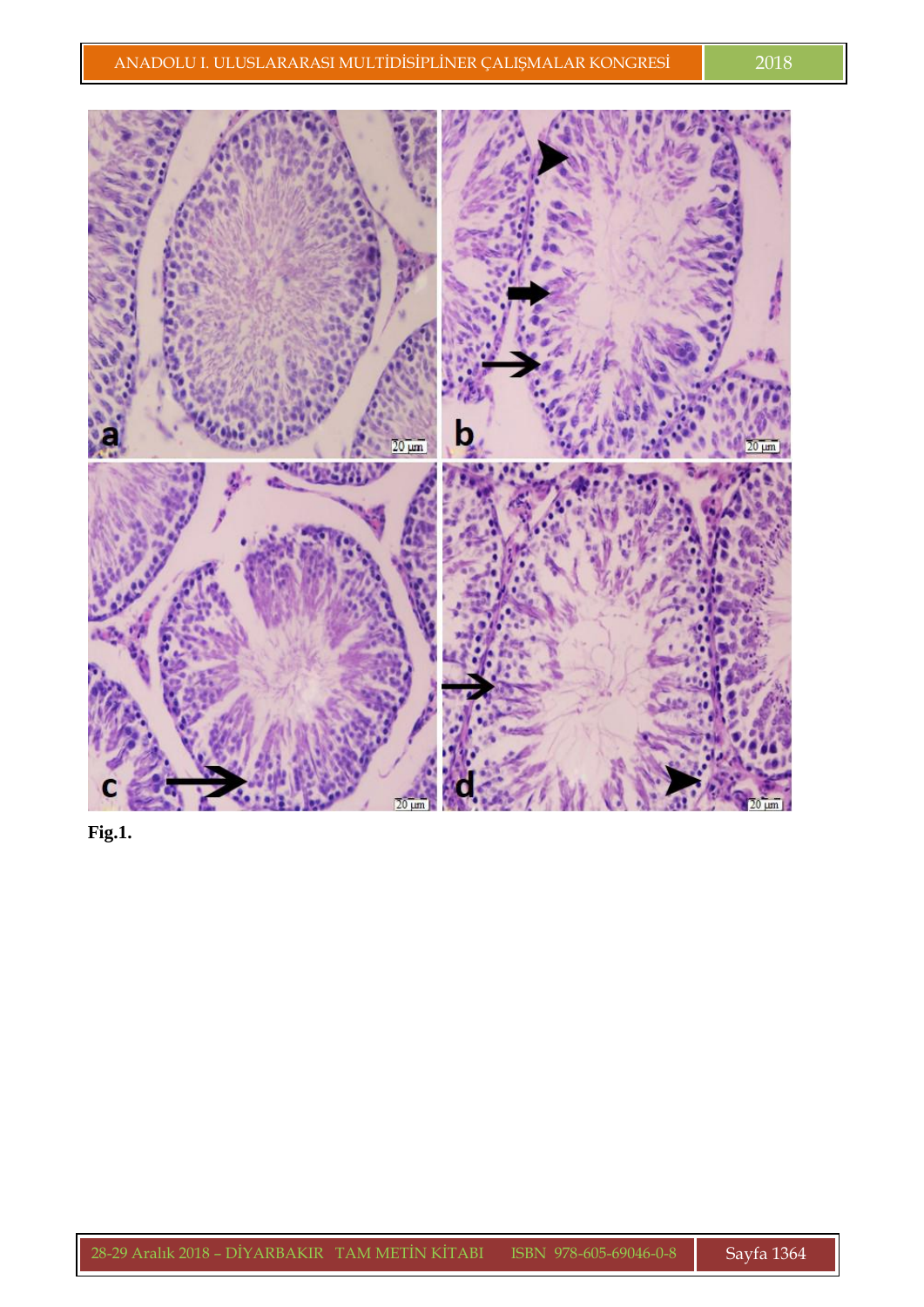**Fig.1.**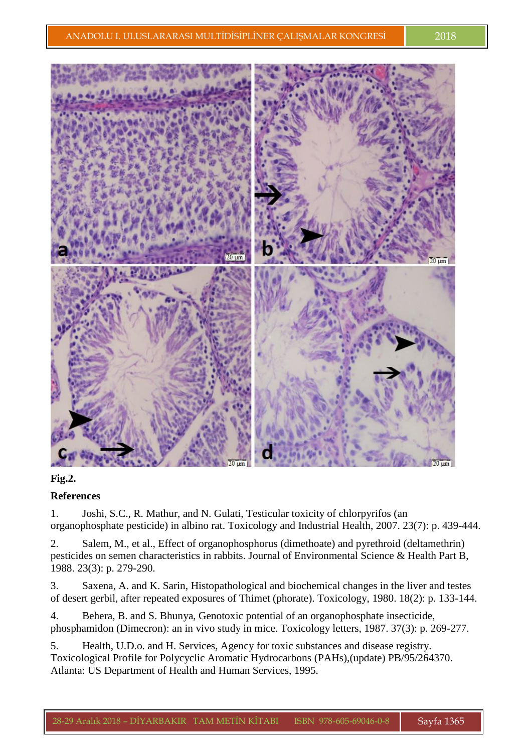**Fig.2.**

**References**

1. Joshi, S.C., R. Mathur, and N. Gulati, Testicular toxicity of chlorpyrifos (an organophosphate pesticide) in albino rat. Toxicology and Industrial Health, 2007. 23(7): p. 439-444.

2. Salem, M., et al., Effect of organophosphorus (dimethoate) and pyrethroid (deltamethrin) pesticides on semen characteristics in rabbits. Journal of Environmental Science & Health Part B, 1988. 23(3): p. 279-290.

3. Saxena, A. and K. Sarin, Histopathological and biochemical changes in the liver and testes of desert gerbil, after repeated exposures of Thimet (phorate). Toxicology, 1980. 18(2): p. 133-144.

4. Behera, B. and S. Bhunya, Genotoxic potential of an organophosphate insecticide, phosphamidon (Dimecron): an in vivo study in mice. Toxicology letters, 1987. 37(3): p. 269-277.

5. Health, U.D.o. and H. Services, Agency for toxic substances and disease registry. Toxicological Profile for Polycyclic Aromatic Hydrocarbons (PAHs),(update) PB/95/264370. Atlanta: US Department of Health and Human Services, 1995.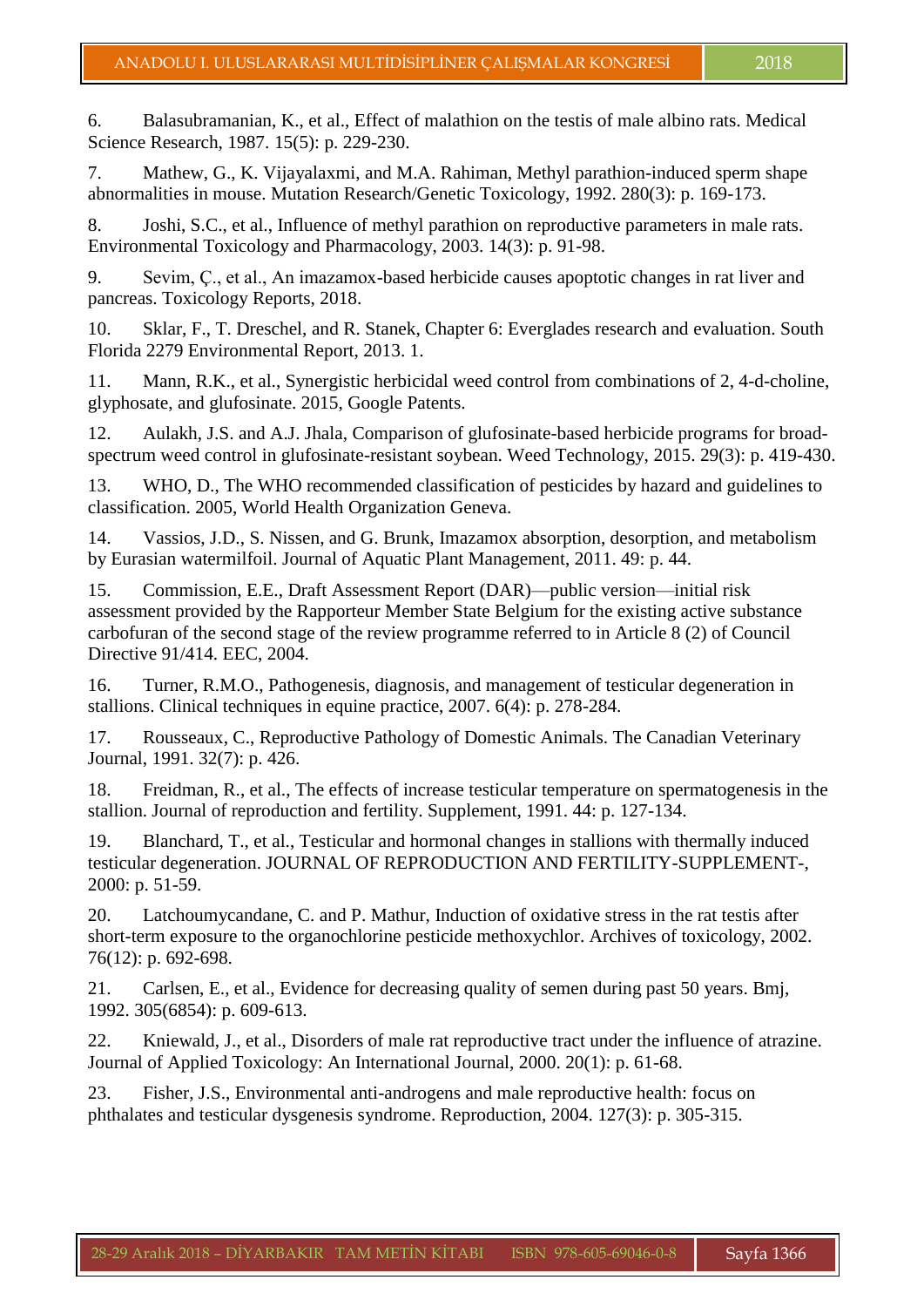6. Balasubramanian, K., et al., Effect of malathion on the testis of male albino rats. Medical Science Research, 1987. 15(5): p. 229-230.

7. Mathew, G., K. Vijayalaxmi, and M.A. Rahiman, Methyl parathion-induced sperm shape abnormalities in mouse. Mutation Research/Genetic Toxicology, 1992. 280(3): p. 169-173.

8. Joshi, S.C., et al., Influence of methyl parathion on reproductive parameters in male rats. Environmental Toxicology and Pharmacology, 2003. 14(3): p. 91-98.

9. Sevim, Ç., et al., An imazamox-based herbicide causes apoptotic changes in rat liver and pancreas. Toxicology Reports, 2018.

10. Sklar, F., T. Dreschel, and R. Stanek, Chapter 6: Everglades research and evaluation. South Florida 2279 Environmental Report, 2013. 1.

11. Mann, R.K., et al., Synergistic herbicidal weed control from combinations of 2, 4-d-choline, glyphosate, and glufosinate. 2015, Google Patents.

12. Aulakh, J.S. and A.J. Jhala, Comparison of glufosinate-based herbicide programs for broad-spectrum weed control in glufosinate-resistant soybean. Weed Technology, 2015. 29(3): p. 419-430.

13. WHO, D., The WHO recommended classification of pesticides by hazard and guidelines to classification. 2005, World Health Organization Geneva.

14. Vassios, J.D., S. Nissen, and G. Brunk, Imazamox absorption, desorption, and metabolism by Eurasian watermilfoil. Journal of Aquatic Plant Management, 2011. 49: p. 44.

15. Commission, E.E., Draft Assessment Report (DAR)—public version—initial risk assessment provided by the Rapporteur Member State Belgium for the existing active substance carbofuran of the second stage of the review programme referred to in Article 8 (2) of Council Directive 91/414. EEC, 2004.

16. Turner, R.M.O., Pathogenesis, diagnosis, and management of testicular degeneration in stallions. Clinical techniques in equine practice, 2007. 6(4): p. 278-284.

17. Rousseaux, C., Reproductive Pathology of Domestic Animals. The Canadian Veterinary Journal, 1991. 32(7): p. 426.

18. Freidman, R., et al., The effects of increase testicular temperature on spermatogenesis in the stallion. Journal of reproduction and fertility. Supplement, 1991. 44: p. 127-134.

19. Blanchard, T., et al., Testicular and hormonal changes in stallions with thermally induced testicular degeneration. JOURNAL OF REPRODUCTION AND FERTILITY-SUPPLEMENT-, 2000: p. 51-59.

20. Latchoumycandane, C. and P. Mathur, Induction of oxidative stress in the rat testis after short-term exposure to the organochlorine pesticide methoxychlor. Archives of toxicology, 2002. 76(12): p. 692-698.

21. Carlsen, E., et al., Evidence for decreasing quality of semen during past 50 years. Bmj, 1992. 305(6854): p. 609-613.

22. Kniewald, J., et al., Disorders of male rat reproductive tract under the influence of atrazine. Journal of Applied Toxicology: An International Journal, 2000. 20(1): p. 61-68.

23. Fisher, J.S., Environmental anti-androgens and male reproductive health: focus on phthalates and testicular dysgenesis syndrome. Reproduction, 2004. 127(3): p. 305-315.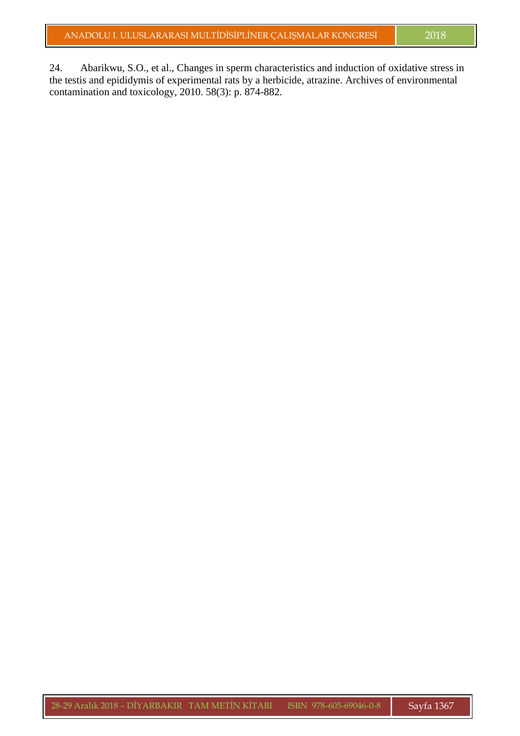24. Abarikwu, S.O., et al., Changes in sperm characteristics and induction of oxidative stress in the testis and epididymis of experimental rats by a herbicide, atrazine. Archives of environmental contamination and toxicology, 2010. 58(3): p. 874-882.